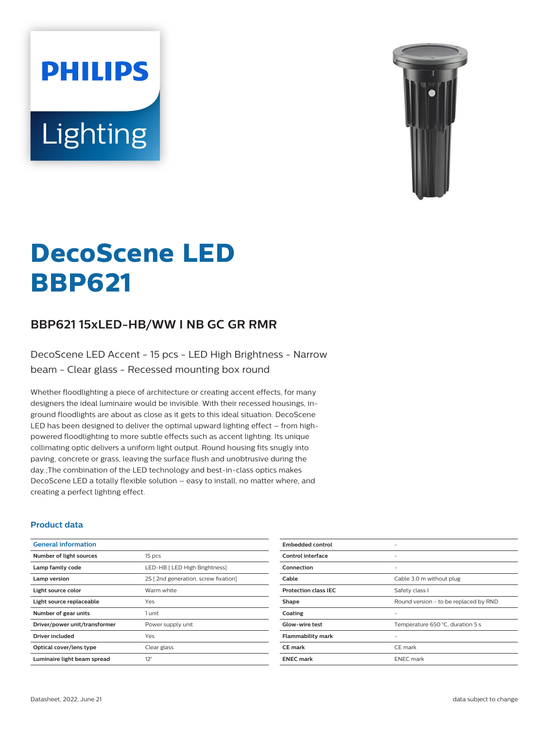# DecoScene LED BBP621

## BBP621 15xLED-HB/WW I NB GC GR RMR

DecoScene LED Accent - 15 pcs - LED High Brightness - Narrow beam - Clear glass - Recessed mounting box round

Whether floodlighting a piece of architecture or creating accent effects, for many designers the ideal luminaire would be invisible. With their recessed housings, in-ground floodlights are about as close as it gets to this ideal situation. DecoScene LED has been designed to deliver the optimal upward lighting effect – from high-powered floodlighting to more subtle effects such as accent lighting. Its unique collimating optic delivers a uniform light output. Round housing fits snugly into paving, concrete or grass, leaving the surface flush and unobtrusive during the day.;The combination of the LED technology and best-in-class optics makes DecoScene LED a totally flexible solution – easy to install, no matter where, and creating a perfect lighting effect.

### Product data

| General information | |
|---|---|
| Number of light sources | 15 pcs |
| Lamp family code | LED-HB [ LED High Brightness] |
| Lamp version | 2S [ 2nd generation, screw fixation] |
| Light source color | Warm white |
| Light source replaceable | Yes |
| Number of gear units | 1 unit |
| Driver/power unit/transformer | Power supply unit |
| Driver included | Yes |
| Optical cover/lens type | Clear glass |
| Luminaire light beam spread | 12° |
| Embedded control | - |
| Control interface | - |
| Connection | - |
| Cable | Cable 3.0 m without plug |
| Protection class IEC | Safety class I |
| Shape | Round version - to be replaced by RND |
| Coating | - |
| Glow-wire test | Temperature 650 °C, duration 5 s |
| Flammability mark | - |
| CE mark | CE mark |
| ENEC mark | ENEC mark |

Datasheet, 2022, June 21

data subject to change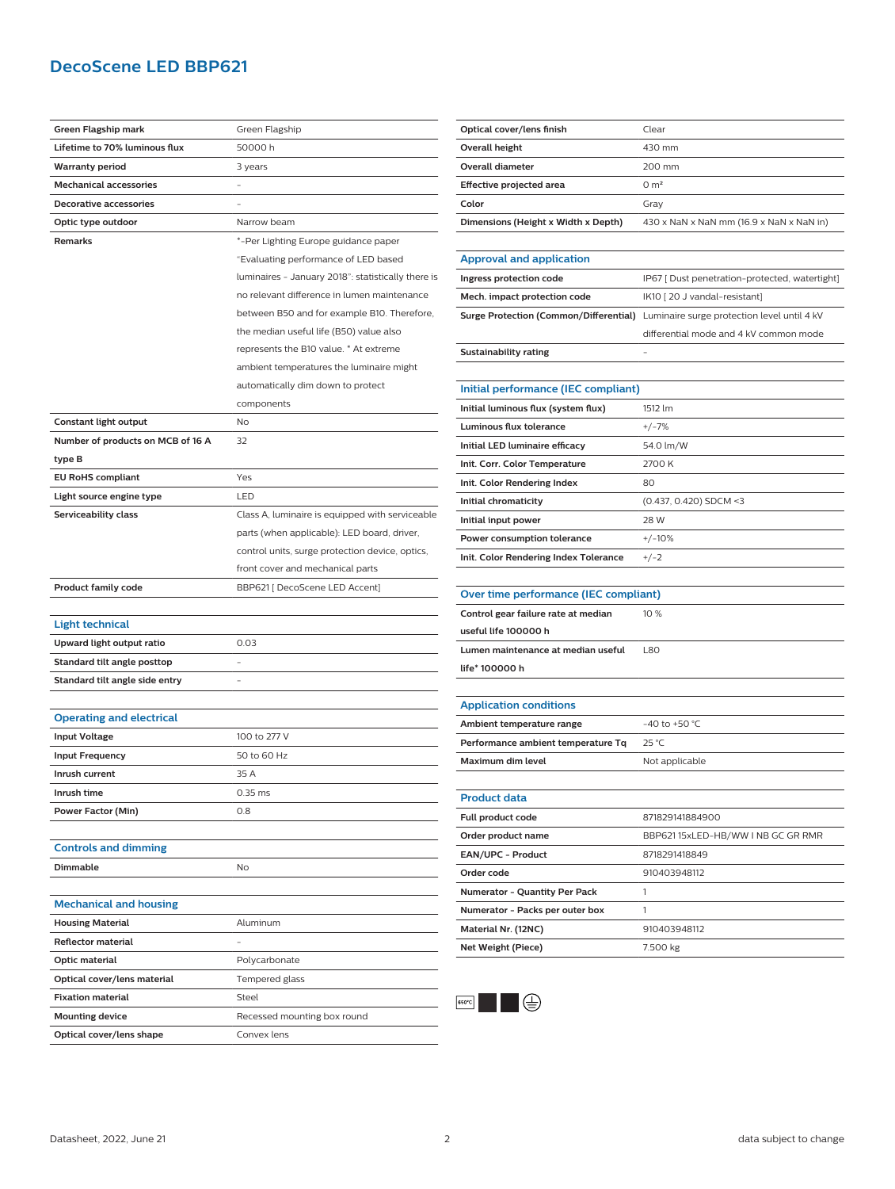# DecoScene LED BBP621

| | |
|---|---|
| **Green Flagship mark** | Green Flagship |
| **Lifetime to 70% luminous flux** | 50000 h |
| **Warranty period** | 3 years |
| **Mechanical accessories** | - |
| **Decorative accessories** | - |
| **Optic type outdoor** | Narrow beam |
| **Remarks** | *-Per Lighting Europe guidance paper "Evaluating performance of LED based luminaires - January 2018": statistically there is no relevant difference in lumen maintenance between B50 and for example B10. Therefore, the median useful life (B50) value also represents the B10 value. * At extreme ambient temperatures the luminaire might automatically dim down to protect components |
| **Constant light output** | No |
| **Number of products on MCB of 16 A type B** | 32 |
| **EU RoHS compliant** | Yes |
| **Light source engine type** | LED |
| **Serviceability class** | Class A, luminaire is equipped with serviceable parts (when applicable): LED board, driver, control units, surge protection device, optics, front cover and mechanical parts |
| **Product family code** | BBP621 [ DecoScene LED Accent] |

## Light technical

| | |
|---|---|
| **Upward light output ratio** | 0.03 |
| **Standard tilt angle posttop** | - |
| **Standard tilt angle side entry** | - |

## Operating and electrical

| | |
|---|---|
| **Input Voltage** | 100 to 277 V |
| **Input Frequency** | 50 to 60 Hz |
| **Inrush current** | 35 A |
| **Inrush time** | 0.35 ms |
| **Power Factor (Min)** | 0.8 |

## Controls and dimming

| | |
|---|---|
| **Dimmable** | No |

## Mechanical and housing

| | |
|---|---|
| **Housing Material** | Aluminum |
| **Reflector material** | - |
| **Optic material** | Polycarbonate |
| **Optical cover/lens material** | Tempered glass |
| **Fixation material** | Steel |
| **Mounting device** | Recessed mounting box round |
| **Optical cover/lens shape** | Convex lens |
| **Optical cover/lens finish** | Clear |
| **Overall height** | 430 mm |
| **Overall diameter** | 200 mm |
| **Effective projected area** | 0 m² |
| **Color** | Gray |
| **Dimensions (Height x Width x Depth)** | 430 x NaN x NaN mm (16.9 x NaN x NaN in) |

## Approval and application

| | |
|---|---|
| **Ingress protection code** | IP67 [ Dust penetration-protected, watertight] |
| **Mech. impact protection code** | IK10 [ 20 J vandal-resistant] |
| **Surge Protection (Common/Differential)** | Luminaire surge protection level until 4 kV differential mode and 4 kV common mode |
| **Sustainability rating** | - |

## Initial performance (IEC compliant)

| | |
|---|---|
| **Initial luminous flux (system flux)** | 1512 lm |
| **Luminous flux tolerance** | +/-7% |
| **Initial LED luminaire efficacy** | 54.0 lm/W |
| **Init. Corr. Color Temperature** | 2700 K |
| **Init. Color Rendering Index** | 80 |
| **Initial chromaticity** | (0.437, 0.420) SDCM <3 |
| **Initial input power** | 28 W |
| **Power consumption tolerance** | +/-10% |
| **Init. Color Rendering Index Tolerance** | +/-2 |

## Over time performance (IEC compliant)

| | |
|---|---|
| **Control gear failure rate at median useful life 100000 h** | 10 % |
| **Lumen maintenance at median useful life* 100000 h** | L80 |

## Application conditions

| | |
|---|---|
| **Ambient temperature range** | -40 to +50 °C |
| **Performance ambient temperature Tq** | 25 °C |
| **Maximum dim level** | Not applicable |

## Product data

| | |
|---|---|
| **Full product code** | 871829141884900 |
| **Order product name** | BBP621 15xLED-HB/WW I NB GC GR RMR |
| **EAN/UPC - Product** | 8718291418849 |
| **Order code** | 910403948112 |
| **Numerator - Quantity Per Pack** | 1 |
| **Numerator - Packs per outer box** | 1 |
| **Material Nr. (12NC)** | 910403948112 |
| **Net Weight (Piece)** | 7.500 kg |

650°C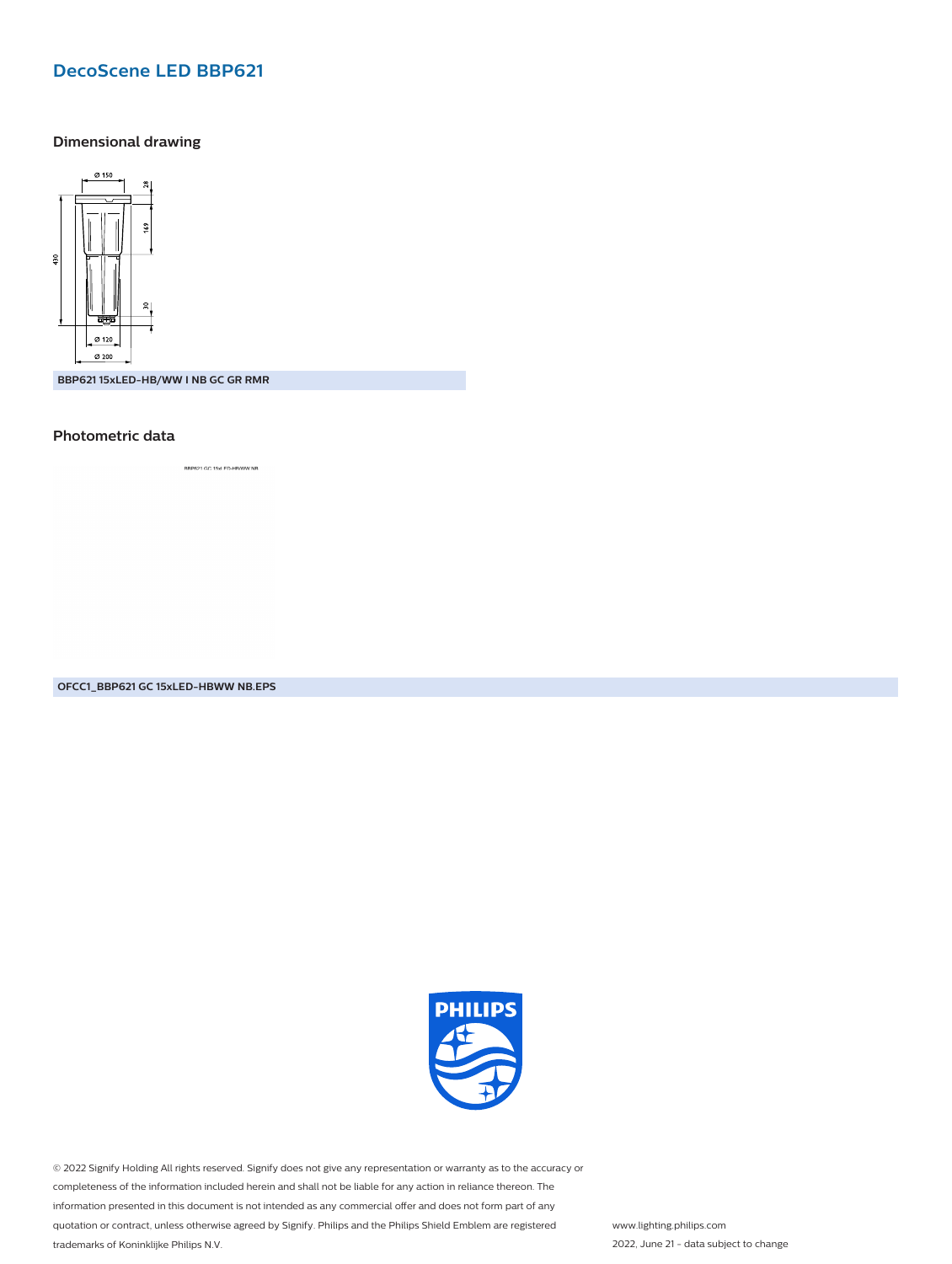## DecoScene LED BBP621

### Dimensional drawing

Ø 150
28
169
430
30
Ø 120
Ø 200

BBP621 15xLED-HB/WW I NB GC GR RMR

### Photometric data

BBP621 GC 15xLED-HBWW NB

OFCC1_BBP621 GC 15xLED-HBWW NB.EPS

© 2022 Signify Holding All rights reserved. Signify does not give any representation or warranty as to the accuracy or completeness of the information included herein and shall not be liable for any action in reliance thereon. The information presented in this document is not intended as any commercial offer and does not form part of any quotation or contract, unless otherwise agreed by Signify. Philips and the Philips Shield Emblem are registered trademarks of Koninklijke Philips N.V.

www.lighting.philips.com

2022, June 21 - data subject to change